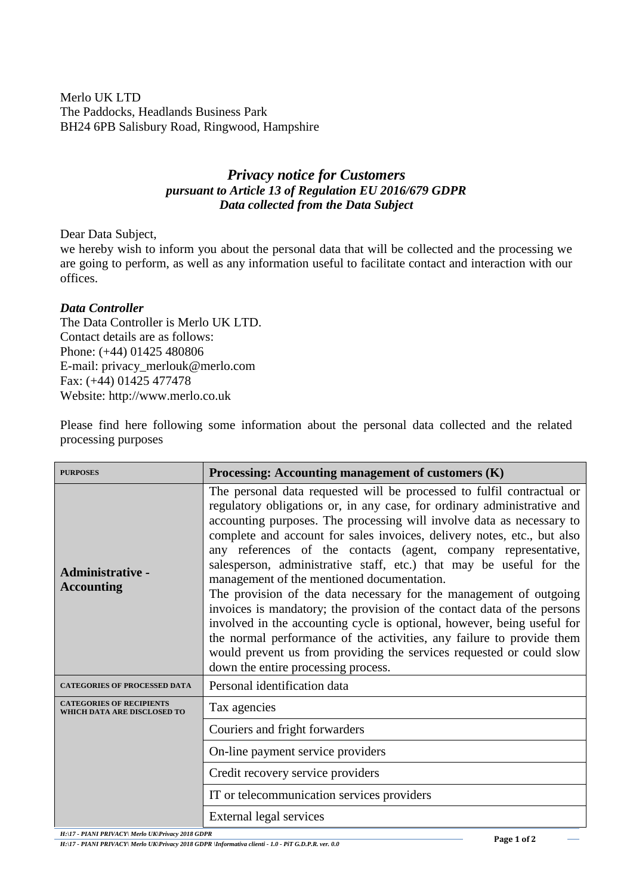Merlo UK LTD
The Paddocks, Headlands Business Park
BH24 6PB Salisbury Road, Ringwood, Hampshire

# *Privacy notice for Customers*
### *pursuant to Article 13 of Regulation EU 2016/679 GDPR*
### *Data collected from the Data Subject*

Dear Data Subject,
we hereby wish to inform you about the personal data that will be collected and the processing we are going to perform, as well as any information useful to facilitate contact and interaction with our offices.

***Data Controller***
The Data Controller is Merlo UK LTD.
Contact details are as follows:
Phone: (+44) 01425 480806
E-mail: privacy_merlouk@merlo.com
Fax: (+44) 01425 477478
Website: http://www.merlo.co.uk

Please find here following some information about the personal data collected and the related processing purposes

| PURPOSES | Processing: Accounting management of customers (K) |
|---|---|
| **Administrative - Accounting** | The personal data requested will be processed to fulfil contractual or regulatory obligations or, in any case, for ordinary administrative and accounting purposes. The processing will involve data as necessary to complete and account for sales invoices, delivery notes, etc., but also any references of the contacts (agent, company representative, salesperson, administrative staff, etc.) that may be useful for the management of the mentioned documentation. The provision of the data necessary for the management of outgoing invoices is mandatory; the provision of the contact data of the persons involved in the accounting cycle is optional, however, being useful for the normal performance of the activities, any failure to provide them would prevent us from providing the services requested or could slow down the entire processing process. |
| CATEGORIES OF PROCESSED DATA | Personal identification data |
| CATEGORIES OF RECIPIENTS WHICH DATA ARE DISCLOSED TO | Tax agencies |
| | Couriers and fright forwarders |
| | On-line payment service providers |
| | Credit recovery service providers |
| | IT or telecommunication services providers |
| | External legal services |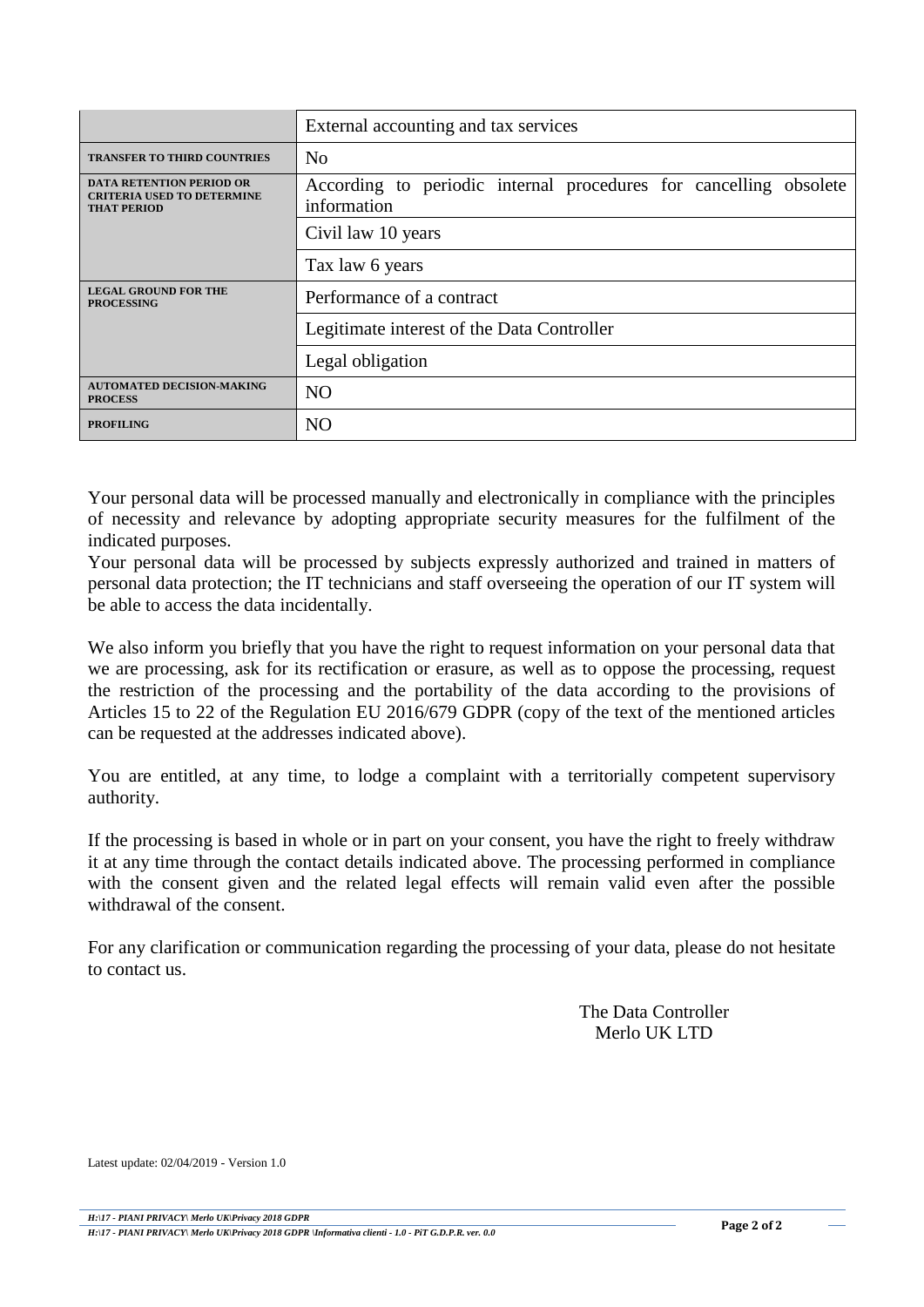| | |
|---|---|
| | External accounting and tax services |
| **TRANSFER TO THIRD COUNTRIES** | No |
| **DATA RETENTION PERIOD OR CRITERIA USED TO DETERMINE THAT PERIOD** | According to periodic internal procedures for cancelling obsolete information |
| | Civil law 10 years |
| | Tax law 6 years |
| **LEGAL GROUND FOR THE PROCESSING** | Performance of a contract |
| | Legitimate interest of the Data Controller |
| | Legal obligation |
| **AUTOMATED DECISION-MAKING PROCESS** | NO |
| **PROFILING** | NO |

Your personal data will be processed manually and electronically in compliance with the principles of necessity and relevance by adopting appropriate security measures for the fulfilment of the indicated purposes.
Your personal data will be processed by subjects expressly authorized and trained in matters of personal data protection; the IT technicians and staff overseeing the operation of our IT system will be able to access the data incidentally.

We also inform you briefly that you have the right to request information on your personal data that we are processing, ask for its rectification or erasure, as well as to oppose the processing, request the restriction of the processing and the portability of the data according to the provisions of Articles 15 to 22 of the Regulation EU 2016/679 GDPR (copy of the text of the mentioned articles can be requested at the addresses indicated above).

You are entitled, at any time, to lodge a complaint with a territorially competent supervisory authority.

If the processing is based in whole or in part on your consent, you have the right to freely withdraw it at any time through the contact details indicated above. The processing performed in compliance with the consent given and the related legal effects will remain valid even after the possible withdrawal of the consent.

For any clarification or communication regarding the processing of your data, please do not hesitate to contact us.

The Data Controller
Merlo UK LTD

Latest update: 02/04/2019 - Version 1.0